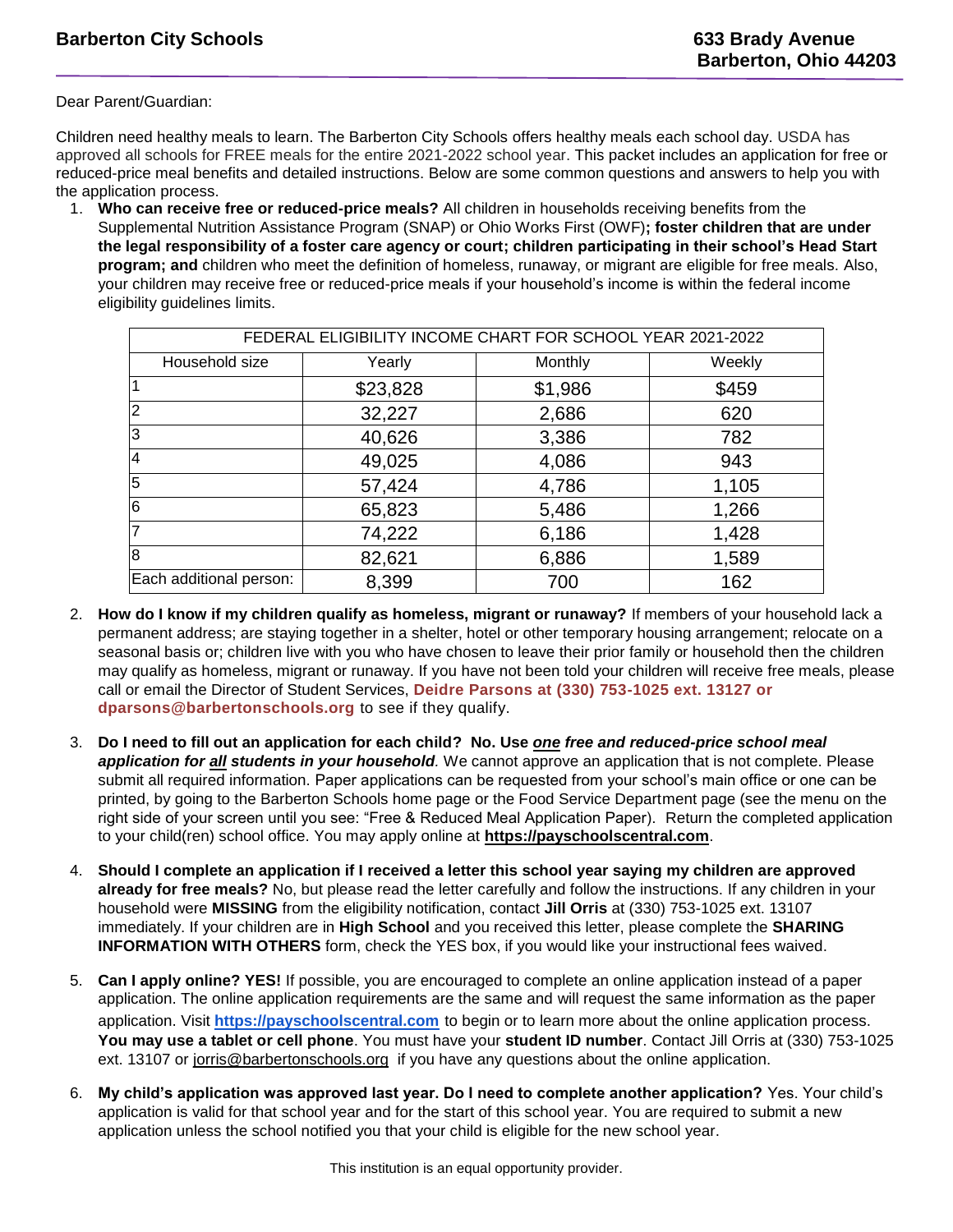**Barberton City Schools**

**633 Brady Avenue**
**Barberton, Ohio 44203**

Dear Parent/Guardian:

Children need healthy meals to learn. The Barberton City Schools offers healthy meals each school day. USDA has approved all schools for FREE meals for the entire 2021-2022 school year. This packet includes an application for free or reduced-price meal benefits and detailed instructions. Below are some common questions and answers to help you with the application process.

1. **Who can receive free or reduced-price meals?** All children in households receiving benefits from the Supplemental Nutrition Assistance Program (SNAP) or Ohio Works First (OWF)**; foster children that are under the legal responsibility of a foster care agency or court; children participating in their school's Head Start program; and** children who meet the definition of homeless, runaway, or migrant are eligible for free meals. Also, your children may receive free or reduced-price meals if your household's income is within the federal income eligibility guidelines limits.

| FEDERAL ELIGIBILITY INCOME CHART FOR SCHOOL YEAR 2021-2022 | | | |
|---|---|---|---|
| Household size | Yearly | Monthly | Weekly |
| 1 | $23,828 | $1,986 | $459 |
| 2 | 32,227 | 2,686 | 620 |
| 3 | 40,626 | 3,386 | 782 |
| 4 | 49,025 | 4,086 | 943 |
| 5 | 57,424 | 4,786 | 1,105 |
| 6 | 65,823 | 5,486 | 1,266 |
| 7 | 74,222 | 6,186 | 1,428 |
| 8 | 82,621 | 6,886 | 1,589 |
| Each additional person: | 8,399 | 700 | 162 |

2. **How do I know if my children qualify as homeless, migrant or runaway?** If members of your household lack a permanent address; are staying together in a shelter, hotel or other temporary housing arrangement; relocate on a seasonal basis or; children live with you who have chosen to leave their prior family or household then the children may qualify as homeless, migrant or runaway. If you have not been told your children will receive free meals, please call or email the Director of Student Services, **Deidre Parsons at (330) 753-1025 ext. 13127 or dparsons@barbertonschools.org** to see if they qualify.

3. **Do I need to fill out an application for each child? No. Use *one* free and reduced-price school meal application for *all* students in your household***.* We cannot approve an application that is not complete. Please submit all required information. Paper applications can be requested from your school's main office or one can be printed, by going to the Barberton Schools home page or the Food Service Department page (see the menu on the right side of your screen until you see: "Free & Reduced Meal Application Paper). Return the completed application to your child(ren) school office. You may apply online at **https://payschoolscentral.com**.

4. **Should I complete an application if I received a letter this school year saying my children are approved already for free meals?** No, but please read the letter carefully and follow the instructions. If any children in your household were **MISSING** from the eligibility notification, contact **Jill Orris** at (330) 753-1025 ext. 13107 immediately. If your children are in **High School** and you received this letter, please complete the **SHARING INFORMATION WITH OTHERS** form, check the YES box, if you would like your instructional fees waived.

5. **Can I apply online? YES!** If possible, you are encouraged to complete an online application instead of a paper application. The online application requirements are the same and will request the same information as the paper application. Visit **https://payschoolscentral.com** to begin or to learn more about the online application process. **You may use a tablet or cell phone**. You must have your **student ID number**. Contact Jill Orris at (330) 753-1025 ext. 13107 or jorris@barbertonschools.org if you have any questions about the online application.

6. **My child's application was approved last year. Do I need to complete another application?** Yes. Your child's application is valid for that school year and for the start of this school year. You are required to submit a new application unless the school notified you that your child is eligible for the new school year.

This institution is an equal opportunity provider.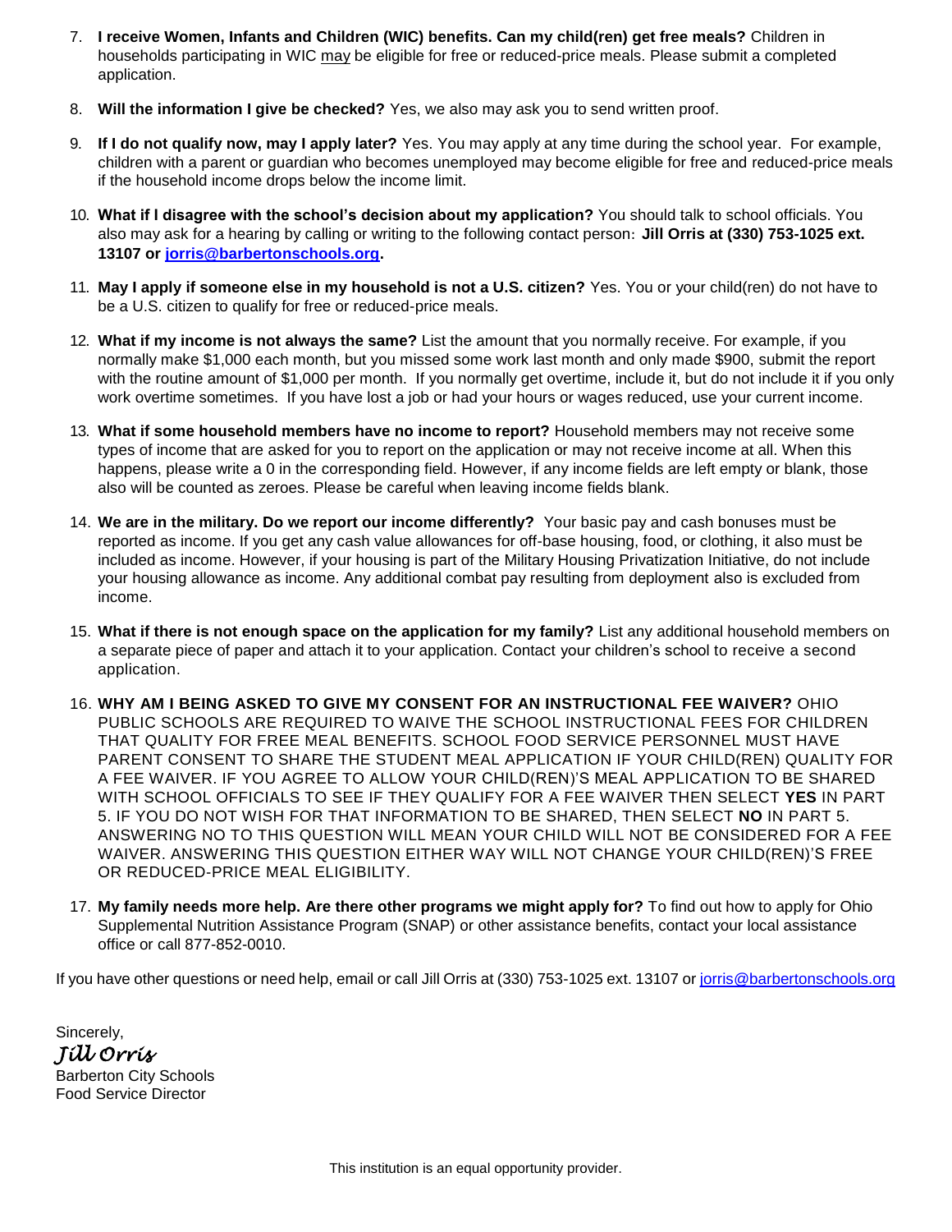7. **I receive Women, Infants and Children (WIC) benefits. Can my child(ren) get free meals?** Children in households participating in WIC may be eligible for free or reduced-price meals. Please submit a completed application.

8. **Will the information I give be checked?** Yes, we also may ask you to send written proof.

9. **If I do not qualify now, may I apply later?** Yes. You may apply at any time during the school year. For example, children with a parent or guardian who becomes unemployed may become eligible for free and reduced-price meals if the household income drops below the income limit.

10. **What if I disagree with the school's decision about my application?** You should talk to school officials. You also may ask for a hearing by calling or writing to the following contact person: **Jill Orris at (330) 753-1025 ext. 13107 or [jorris@barbertonschools.org](mailto:jorris@barbertonschools.org).**

11. **May I apply if someone else in my household is not a U.S. citizen?** Yes. You or your child(ren) do not have to be a U.S. citizen to qualify for free or reduced-price meals.

12. **What if my income is not always the same?** List the amount that you normally receive. For example, if you normally make $1,000 each month, but you missed some work last month and only made $900, submit the report with the routine amount of $1,000 per month. If you normally get overtime, include it, but do not include it if you only work overtime sometimes. If you have lost a job or had your hours or wages reduced, use your current income.

13. **What if some household members have no income to report?** Household members may not receive some types of income that are asked for you to report on the application or may not receive income at all. When this happens, please write a 0 in the corresponding field. However, if any income fields are left empty or blank, those also will be counted as zeroes. Please be careful when leaving income fields blank.

14. **We are in the military. Do we report our income differently?** Your basic pay and cash bonuses must be reported as income. If you get any cash value allowances for off-base housing, food, or clothing, it also must be included as income. However, if your housing is part of the Military Housing Privatization Initiative, do not include your housing allowance as income. Any additional combat pay resulting from deployment also is excluded from income.

15. **What if there is not enough space on the application for my family?** List any additional household members on a separate piece of paper and attach it to your application. Contact your children's school to receive a second application.

16. **WHY AM I BEING ASKED TO GIVE MY CONSENT FOR AN INSTRUCTIONAL FEE WAIVER?** OHIO PUBLIC SCHOOLS ARE REQUIRED TO WAIVE THE SCHOOL INSTRUCTIONAL FEES FOR CHILDREN THAT QUALITY FOR FREE MEAL BENEFITS. SCHOOL FOOD SERVICE PERSONNEL MUST HAVE PARENT CONSENT TO SHARE THE STUDENT MEAL APPLICATION IF YOUR CHILD(REN) QUALITY FOR A FEE WAIVER. IF YOU AGREE TO ALLOW YOUR CHILD(REN)'S MEAL APPLICATION TO BE SHARED WITH SCHOOL OFFICIALS TO SEE IF THEY QUALIFY FOR A FEE WAIVER THEN SELECT **YES** IN PART 5. IF YOU DO NOT WISH FOR THAT INFORMATION TO BE SHARED, THEN SELECT **NO** IN PART 5. ANSWERING NO TO THIS QUESTION WILL MEAN YOUR CHILD WILL NOT BE CONSIDERED FOR A FEE WAIVER. ANSWERING THIS QUESTION EITHER WAY WILL NOT CHANGE YOUR CHILD(REN)'S FREE OR REDUCED-PRICE MEAL ELIGIBILITY.

17. **My family needs more help. Are there other programs we might apply for?** To find out how to apply for Ohio Supplemental Nutrition Assistance Program (SNAP) or other assistance benefits, contact your local assistance office or call 877-852-0010.

If you have other questions or need help, email or call Jill Orris at (330) 753-1025 ext. 13107 or [jorris@barbertonschools.org](mailto:jorris@barbertonschools.org)

Sincerely,

*Jill Orris*

Barberton City Schools
Food Service Director

This institution is an equal opportunity provider.